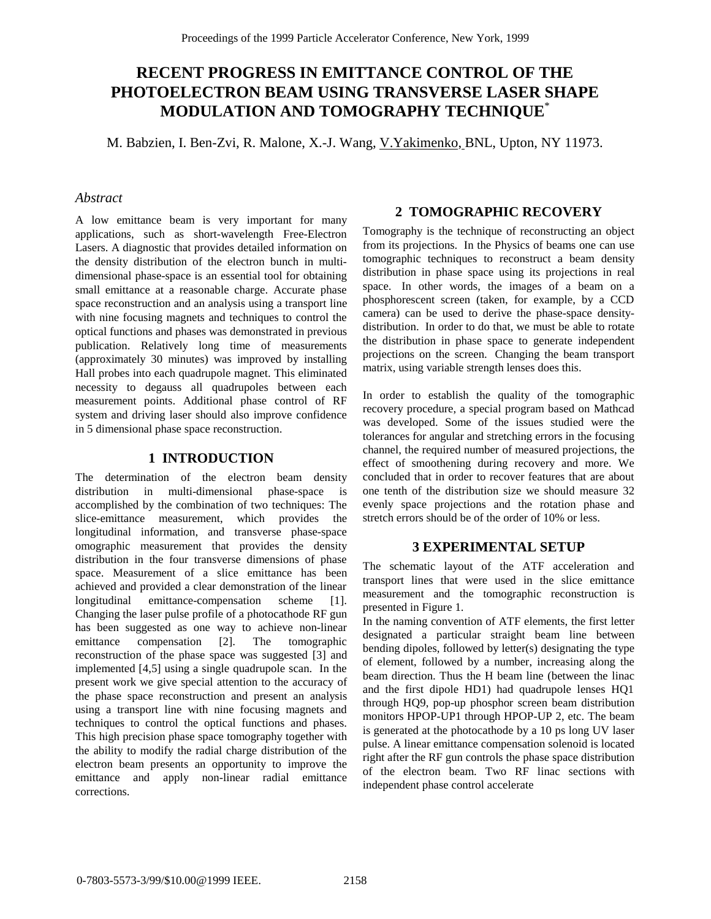# RECENT PROGRESS IN EMITTANCE CONTROL OF THE PHOTOELECTRON BEAM USING TRANSVERSE LASER SHAPE MODULATION AND TOMOGRAPHY TECHNIQUE*

M. Babzien, I. Ben-Zvi, R. Malone, X.-J. Wang, V.Yakimenko, BNL, Upton, NY 11973.

## *Abstract*

A low emittance beam is very important for many applications, such as short-wavelength Free-Electron Lasers. A diagnostic that provides detailed information on the density distribution of the electron bunch in multi-dimensional phase-space is an essential tool for obtaining small emittance at a reasonable charge. Accurate phase space reconstruction and an analysis using a transport line with nine focusing magnets and techniques to control the optical functions and phases was demonstrated in previous publication. Relatively long time of measurements (approximately 30 minutes) was improved by installing Hall probes into each quadrupole magnet. This eliminated necessity to degauss all quadrupoles between each measurement points. Additional phase control of RF system and driving laser should also improve confidence in 5 dimensional phase space reconstruction.

## 1 INTRODUCTION

The determination of the electron beam density distribution in multi-dimensional phase-space is accomplished by the combination of two techniques: The slice-emittance measurement, which provides the longitudinal information, and transverse phase-space omographic measurement that provides the density distribution in the four transverse dimensions of phase space. Measurement of a slice emittance has been achieved and provided a clear demonstration of the linear longitudinal emittance-compensation scheme [1]. Changing the laser pulse profile of a photocathode RF gun has been suggested as one way to achieve non-linear emittance compensation [2]. The tomographic reconstruction of the phase space was suggested [3] and implemented [4,5] using a single quadrupole scan. In the present work we give special attention to the accuracy of the phase space reconstruction and present an analysis using a transport line with nine focusing magnets and techniques to control the optical functions and phases. This high precision phase space tomography together with the ability to modify the radial charge distribution of the electron beam presents an opportunity to improve the emittance and apply non-linear radial emittance corrections.

## 2 TOMOGRAPHIC RECOVERY

Tomography is the technique of reconstructing an object from its projections. In the Physics of beams one can use tomographic techniques to reconstruct a beam density distribution in phase space using its projections in real space. In other words, the images of a beam on a phosphorescent screen (taken, for example, by a CCD camera) can be used to derive the phase-space density-distribution. In order to do that, we must be able to rotate the distribution in phase space to generate independent projections on the screen. Changing the beam transport matrix, using variable strength lenses does this.

In order to establish the quality of the tomographic recovery procedure, a special program based on Mathcad was developed. Some of the issues studied were the tolerances for angular and stretching errors in the focusing channel, the required number of measured projections, the effect of smoothening during recovery and more. We concluded that in order to recover features that are about one tenth of the distribution size we should measure 32 evenly space projections and the rotation phase and stretch errors should be of the order of 10% or less.

## 3 EXPERIMENTAL SETUP

The schematic layout of the ATF acceleration and transport lines that were used in the slice emittance measurement and the tomographic reconstruction is presented in Figure 1.

In the naming convention of ATF elements, the first letter designated a particular straight beam line between bending dipoles, followed by letter(s) designating the type of element, followed by a number, increasing along the beam direction. Thus the H beam line (between the linac and the first dipole HD1) had quadrupole lenses HQ1 through HQ9, pop-up phosphor screen beam distribution monitors HPOP-UP1 through HPOP-UP 2, etc. The beam is generated at the photocathode by a 10 ps long UV laser pulse. A linear emittance compensation solenoid is located right after the RF gun controls the phase space distribution of the electron beam. Two RF linac sections with independent phase control accelerate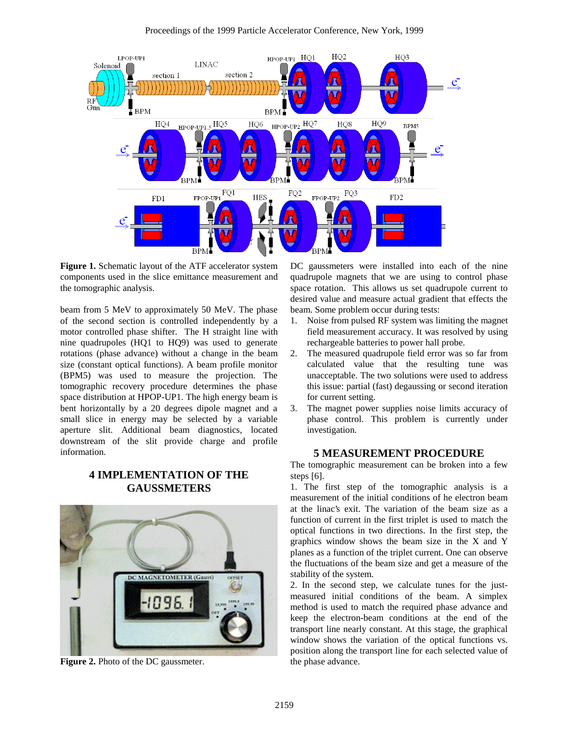**Figure 1.** Schematic layout of the ATF accelerator system components used in the slice emittance measurement and the tomographic analysis.

beam from 5 MeV to approximately 50 MeV. The phase of the second section is controlled independently by a motor controlled phase shifter. The H straight line with nine quadrupoles (HQ1 to HQ9) was used to generate rotations (phase advance) without a change in the beam size (constant optical functions). A beam profile monitor (BPM5) was used to measure the projection. The tomographic recovery procedure determines the phase space distribution at HPOP-UP1. The high energy beam is bent horizontally by a 20 degrees dipole magnet and a small slice in energy may be selected by a variable aperture slit. Additional beam diagnostics, located downstream of the slit provide charge and profile information.

## 4 IMPLEMENTATION OF THE GAUSSMETERS

**Figure 2.** Photo of the DC gaussmeter.

DC gaussmeters were installed into each of the nine quadrupole magnets that we are using to control phase space rotation. This allows us set quadrupole current to desired value and measure actual gradient that effects the beam. Some problem occur during tests:

1. Noise from pulsed RF system was limiting the magnet field measurement accuracy. It was resolved by using rechargeable batteries to power hall probe.
2. The measured quadrupole field error was so far from calculated value that the resulting tune was unacceptable. The two solutions were used to address this issue: partial (fast) degaussing or second iteration for current setting.
3. The magnet power supplies noise limits accuracy of phase control. This problem is currently under investigation.

## 5 MEASUREMENT PROCEDURE

The tomographic measurement can be broken into a few steps [6].

1. The first step of the tomographic analysis is a measurement of the initial conditions of he electron beam at the linac's exit. The variation of the beam size as a function of current in the first triplet is used to match the optical functions in two directions. In the first step, the graphics window shows the beam size in the X and Y planes as a function of the triplet current. One can observe the fluctuations of the beam size and get a measure of the stability of the system.

2. In the second step, we calculate tunes for the just-measured initial conditions of the beam. A simplex method is used to match the required phase advance and keep the electron-beam conditions at the end of the transport line nearly constant. At this stage, the graphical window shows the variation of the optical functions vs. position along the transport line for each selected value of the phase advance.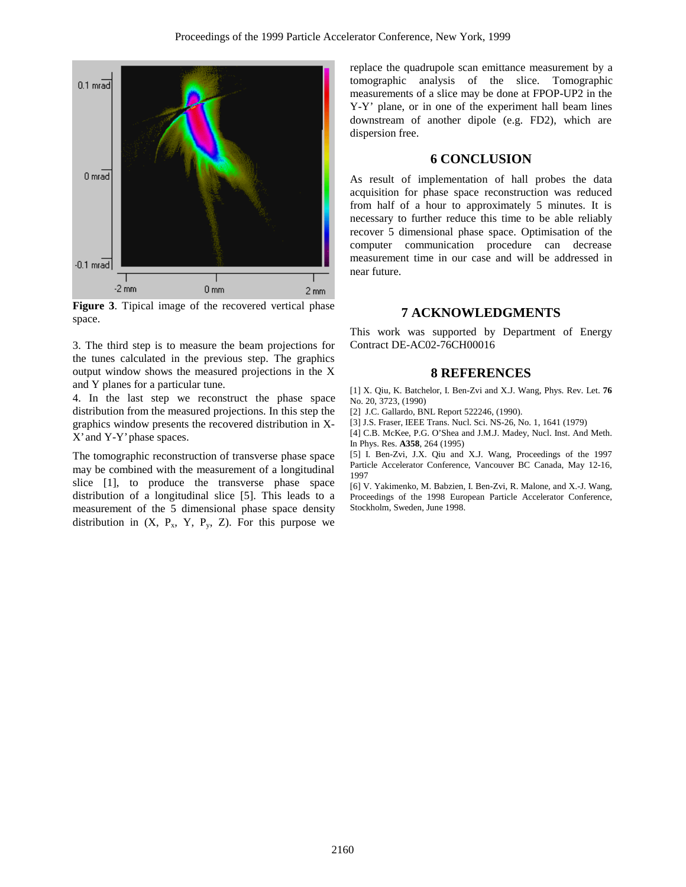0.1 mrad

0 mrad

-0.1 mrad

-2 mm

0 mm

2 mm

**Figure 3**. Tipical image of the recovered vertical phase space.

3. The third step is to measure the beam projections for the tunes calculated in the previous step. The graphics output window shows the measured projections in the X and Y planes for a particular tune.

4. In the last step we reconstruct the phase space distribution from the measured projections. In this step the graphics window presents the recovered distribution in X-X' and Y-Y' phase spaces.

The tomographic reconstruction of transverse phase space may be combined with the measurement of a longitudinal slice [1], to produce the transverse phase space distribution of a longitudinal slice [5]. This leads to a measurement of the 5 dimensional phase space density distribution in (X, $P_x$, Y, $P_y$, Z). For this purpose we replace the quadrupole scan emittance measurement by a tomographic analysis of the slice. Tomographic measurements of a slice may be done at FPOP-UP2 in the Y-Y' plane, or in one of the experiment hall beam lines downstream of another dipole (e.g. FD2), which are dispersion free.

## 6 CONCLUSION

As result of implementation of hall probes the data acquisition for phase space reconstruction was reduced from half of a hour to approximately 5 minutes. It is necessary to further reduce this time to be able reliably recover 5 dimensional phase space. Optimisation of the computer communication procedure can decrease measurement time in our case and will be addressed in near future.

## 7 ACKNOWLEDGMENTS

This work was supported by Department of Energy Contract DE-AC02-76CH00016

## 8 REFERENCES

[1] X. Qiu, K. Batchelor, I. Ben-Zvi and X.J. Wang, Phys. Rev. Let. **76** No. 20, 3723, (1990)

[2] J.C. Gallardo, BNL Report 522246, (1990).

[3] J.S. Fraser, IEEE Trans. Nucl. Sci. NS-26, No. 1, 1641 (1979)

[4] C.B. McKee, P.G. O'Shea and J.M.J. Madey, Nucl. Inst. And Meth. In Phys. Res. **A358**, 264 (1995)

[5] I. Ben-Zvi, J.X. Qiu and X.J. Wang, Proceedings of the 1997 Particle Accelerator Conference, Vancouver BC Canada, May 12-16, 1997

[6] V. Yakimenko, M. Babzien, I. Ben-Zvi, R. Malone, and X.-J. Wang, Proceedings of the 1998 European Particle Accelerator Conference, Stockholm, Sweden, June 1998.